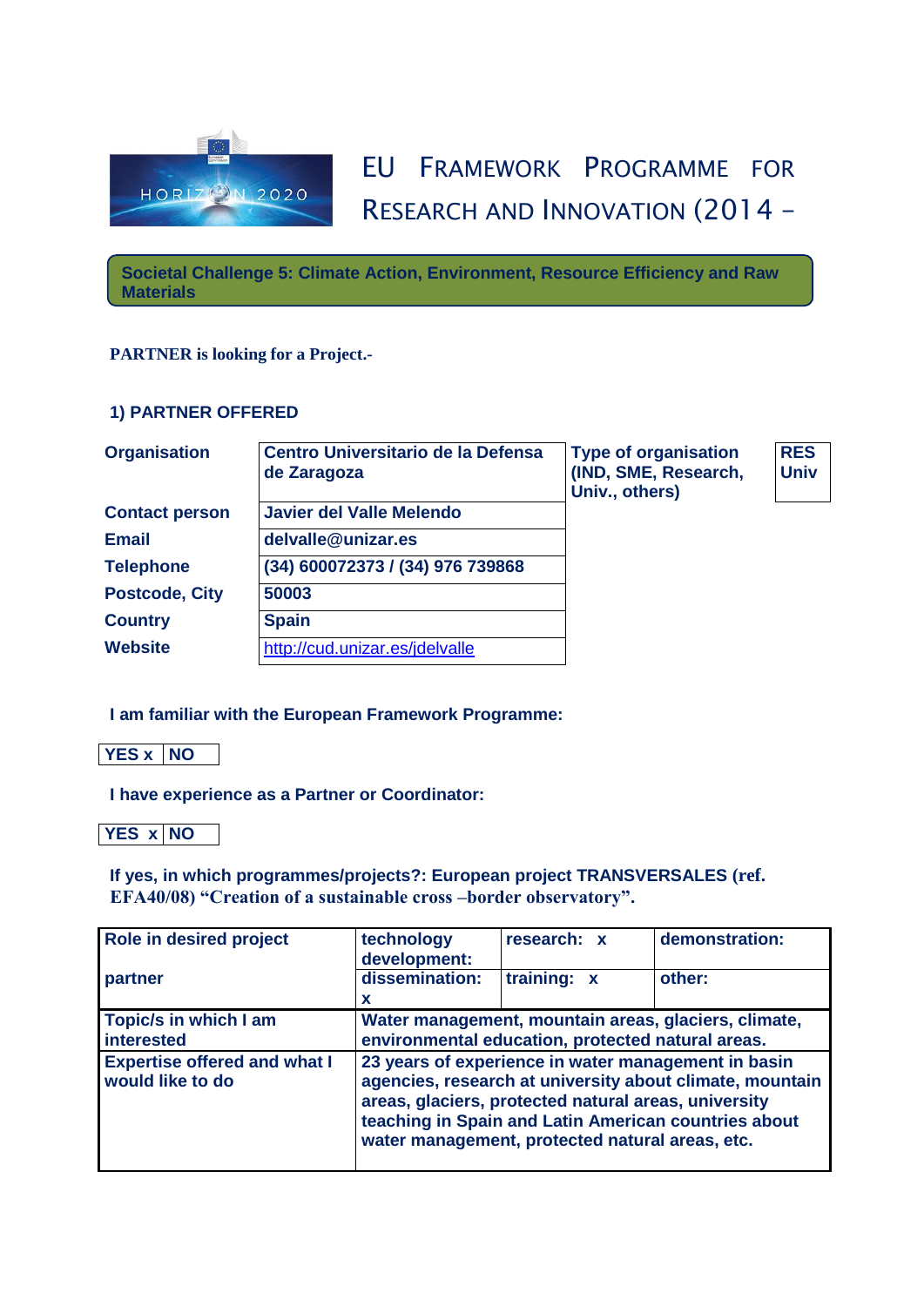# EU FRAMEWORK PROGRAMME FOR RESEARCH AND INNOVATION (2014 –

**Societal Challenge 5: Climate Action, Environment, Resource Efficiency and Raw Materials**

**PARTNER is looking for a Project.-**

## 1) PARTNER OFFERED

| Organisation | Centro Universitario de la Defensa de Zaragoza | Type of organisation (IND, SME, Research, Univ., others) | RES Univ |
|---|---|---|---|
| Contact person | Javier del Valle Melendo | | |
| Email | delvalle@unizar.es | | |
| Telephone | (34) 600072373 / (34) 976 739868 | | |
| Postcode, City | 50003 | | |
| Country | Spain | | |
| Website | http://cud.unizar.es/jdelvalle | | |

**I am familiar with the European Framework Programme:**

| YES x | NO |
|---|---|

**I have experience as a Partner or Coordinator:**

| YES x | NO |
|---|---|

**If yes, in which programmes/projects?: European project TRANSVERSALES (ref. EFA40/08) "Creation of a sustainable cross –border observatory".**

| Role in desired project | technology development: | research: x | demonstration: |
|---|---|---|---|
| partner | dissemination: x | training: x | other: |
| Topic/s in which I am interested | Water management, mountain areas, glaciers, climate, environmental education, protected natural areas. | | |
| Expertise offered and what I would like to do | 23 years of experience in water management in basin agencies, research at university about climate, mountain areas, glaciers, protected natural areas, university teaching in Spain and Latin American countries about water management, protected natural areas, etc. | | |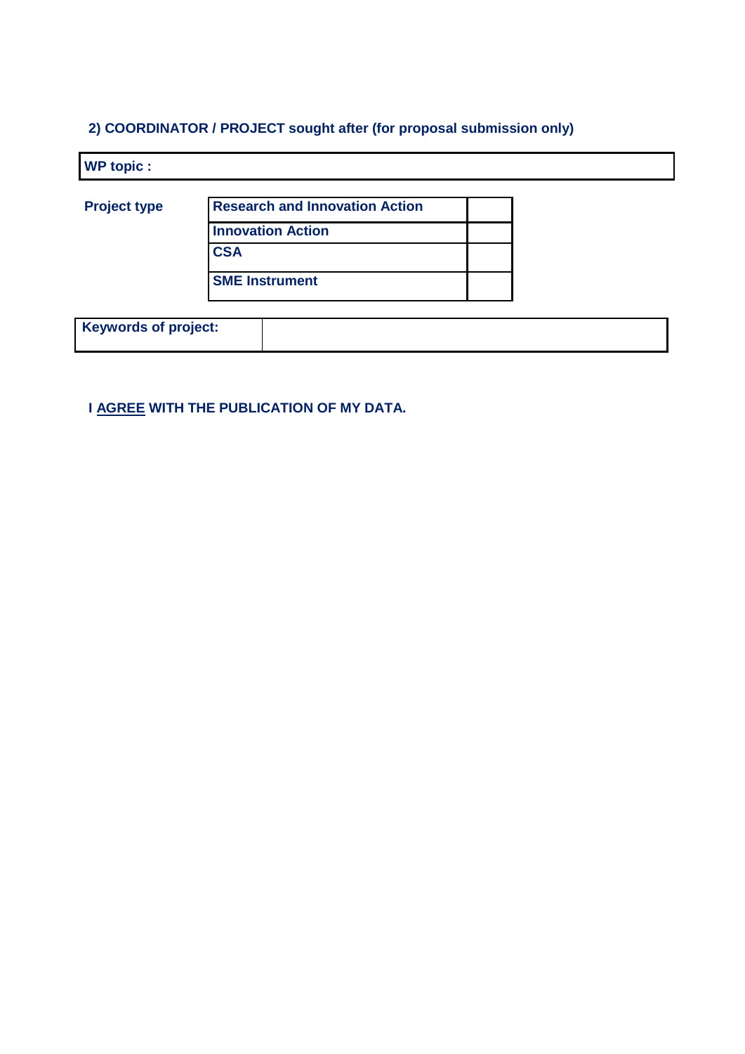**2) COORDINATOR / PROJECT sought after (for proposal submission only)**

| **WP topic :** |
|---|

| **Project type** | | |
|---|---|---|
| | **Research and Innovation Action** | |
| | **Innovation Action** | |
| | **CSA** | |
| | **SME Instrument** | |

| **Keywords of project:** | |
|---|---|

**I <u>AGREE</u> WITH THE PUBLICATION OF MY DATA.**